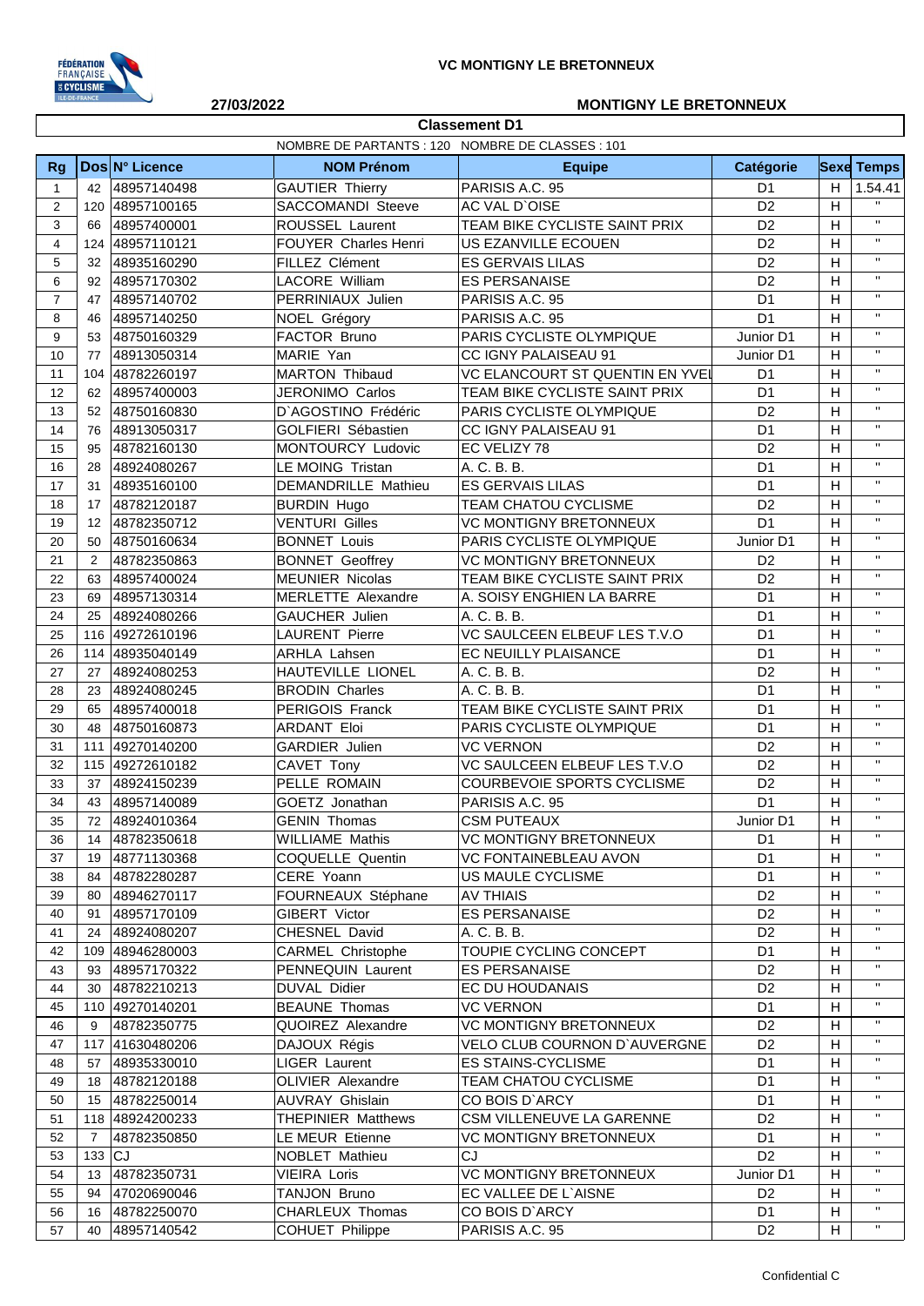VC MONTIGNY LE BRETONNEUX

27/03/2022

MONTIGNY LE BRETONNEUX

## Classement D1

NOMBRE DE PARTANTS : 120   NOMBRE DE CLASSES : 101

| Rg | Dos | N° Licence | NOM Prénom | Equipe | Catégorie | Sexe | Temps |
|---|---|---|---|---|---|---|---|
| 1 | 42 | 48957140498 | GAUTIER Thierry | PARISIS A.C. 95 | D1 | H | 1.54.41 |
| 2 | 120 | 48957100165 | SACCOMANDI Steeve | AC VAL D`OISE | D2 | H | " |
| 3 | 66 | 48957400001 | ROUSSEL Laurent | TEAM BIKE CYCLISTE SAINT PRIX | D2 | H | " |
| 4 | 124 | 48957110121 | FOUYER Charles Henri | US EZANVILLE ECOUEN | D2 | H | " |
| 5 | 32 | 48935160290 | FILLEZ Clément | ES GERVAIS LILAS | D2 | H | " |
| 6 | 92 | 48957170302 | LACORE William | ES PERSANAISE | D2 | H | " |
| 7 | 47 | 48957140702 | PERRINIAUX Julien | PARISIS A.C. 95 | D1 | H | " |
| 8 | 46 | 48957140250 | NOEL Grégory | PARISIS A.C. 95 | D1 | H | " |
| 9 | 53 | 48750160329 | FACTOR Bruno | PARIS CYCLISTE OLYMPIQUE | Junior D1 | H | " |
| 10 | 77 | 48913050314 | MARIE Yan | CC IGNY PALAISEAU 91 | Junior D1 | H | " |
| 11 | 104 | 48782260197 | MARTON Thibaud | VC ELANCOURT ST QUENTIN EN YVEL | D1 | H | " |
| 12 | 62 | 48957400003 | JERONIMO Carlos | TEAM BIKE CYCLISTE SAINT PRIX | D1 | H | " |
| 13 | 52 | 48750160830 | D`AGOSTINO Frédéric | PARIS CYCLISTE OLYMPIQUE | D2 | H | " |
| 14 | 76 | 48913050317 | GOLFIERI Sébastien | CC IGNY PALAISEAU 91 | D1 | H | " |
| 15 | 95 | 48782160130 | MONTOURCY Ludovic | EC VELIZY 78 | D2 | H | " |
| 16 | 28 | 48924080267 | LE MOING Tristan | A. C. B. B. | D1 | H | " |
| 17 | 31 | 48935160100 | DEMANDRILLE Mathieu | ES GERVAIS LILAS | D1 | H | " |
| 18 | 17 | 48782120187 | BURDIN Hugo | TEAM CHATOU CYCLISME | D2 | H | " |
| 19 | 12 | 48782350712 | VENTURI Gilles | VC MONTIGNY BRETONNEUX | D1 | H | " |
| 20 | 50 | 48750160634 | BONNET Louis | PARIS CYCLISTE OLYMPIQUE | Junior D1 | H | " |
| 21 | 2 | 48782350863 | BONNET Geoffrey | VC MONTIGNY BRETONNEUX | D2 | H | " |
| 22 | 63 | 48957400024 | MEUNIER Nicolas | TEAM BIKE CYCLISTE SAINT PRIX | D2 | H | " |
| 23 | 69 | 48957130314 | MERLETTE Alexandre | A. SOISY ENGHIEN LA BARRE | D1 | H | " |
| 24 | 25 | 48924080266 | GAUCHER Julien | A. C. B. B. | D1 | H | " |
| 25 | 116 | 49272610196 | LAURENT Pierre | VC SAULCEEN ELBEUF LES T.V.O | D1 | H | " |
| 26 | 114 | 48935040149 | ARHLA Lahsen | EC NEUILLY PLAISANCE | D1 | H | " |
| 27 | 27 | 48924080253 | HAUTEVILLE LIONEL | A. C. B. B. | D2 | H | " |
| 28 | 23 | 48924080245 | BRODIN Charles | A. C. B. B. | D1 | H | " |
| 29 | 65 | 48957400018 | PERIGOIS Franck | TEAM BIKE CYCLISTE SAINT PRIX | D1 | H | " |
| 30 | 48 | 48750160873 | ARDANT Eloi | PARIS CYCLISTE OLYMPIQUE | D1 | H | " |
| 31 | 111 | 49270140200 | GARDIER Julien | VC VERNON | D2 | H | " |
| 32 | 115 | 49272610182 | CAVET Tony | VC SAULCEEN ELBEUF LES T.V.O | D2 | H | " |
| 33 | 37 | 48924150239 | PELLE ROMAIN | COURBEVOIE SPORTS CYCLISME | D2 | H | " |
| 34 | 43 | 48957140089 | GOETZ Jonathan | PARISIS A.C. 95 | D1 | H | " |
| 35 | 72 | 48924010364 | GENIN Thomas | CSM PUTEAUX | Junior D1 | H | " |
| 36 | 14 | 48782350618 | WILLIAME Mathis | VC MONTIGNY BRETONNEUX | D1 | H | " |
| 37 | 19 | 48771130368 | COQUELLE Quentin | VC FONTAINEBLEAU AVON | D1 | H | " |
| 38 | 84 | 48782280287 | CERE Yoann | US MAULE CYCLISME | D1 | H | " |
| 39 | 80 | 48946270117 | FOURNEAUX Stéphane | AV THIAIS | D2 | H | " |
| 40 | 91 | 48957170109 | GIBERT Victor | ES PERSANAISE | D2 | H | " |
| 41 | 24 | 48924080207 | CHESNEL David | A. C. B. B. | D2 | H | " |
| 42 | 109 | 48946280003 | CARMEL Christophe | TOUPIE CYCLING CONCEPT | D1 | H | " |
| 43 | 93 | 48957170322 | PENNEQUIN Laurent | ES PERSANAISE | D2 | H | " |
| 44 | 30 | 48782210213 | DUVAL Didier | EC DU HOUDANAIS | D2 | H | " |
| 45 | 110 | 49270140201 | BEAUNE Thomas | VC VERNON | D1 | H | " |
| 46 | 9 | 48782350775 | QUOIREZ Alexandre | VC MONTIGNY BRETONNEUX | D2 | H | " |
| 47 | 117 | 41630480206 | DAJOUX Régis | VELO CLUB COURNON D`AUVERGNE | D2 | H | " |
| 48 | 57 | 48935330010 | LIGER Laurent | ES STAINS-CYCLISME | D1 | H | " |
| 49 | 18 | 48782120188 | OLIVIER Alexandre | TEAM CHATOU CYCLISME | D1 | H | " |
| 50 | 15 | 48782250014 | AUVRAY Ghislain | CO BOIS D`ARCY | D1 | H | " |
| 51 | 118 | 48924200233 | THEPINIER Matthews | CSM VILLENEUVE LA GARENNE | D2 | H | " |
| 52 | 7 | 48782350850 | LE MEUR Etienne | VC MONTIGNY BRETONNEUX | D1 | H | " |
| 53 | 133 | CJ | NOBLET Mathieu | CJ | D2 | H | " |
| 54 | 13 | 48782350731 | VIEIRA Loris | VC MONTIGNY BRETONNEUX | Junior D1 | H | " |
| 55 | 94 | 47020690046 | TANJON Bruno | EC VALLEE DE L`AISNE | D2 | H | " |
| 56 | 16 | 48782250070 | CHARLEUX Thomas | CO BOIS D`ARCY | D1 | H | " |
| 57 | 40 | 48957140542 | COHUET Philippe | PARISIS A.C. 95 | D2 | H | " |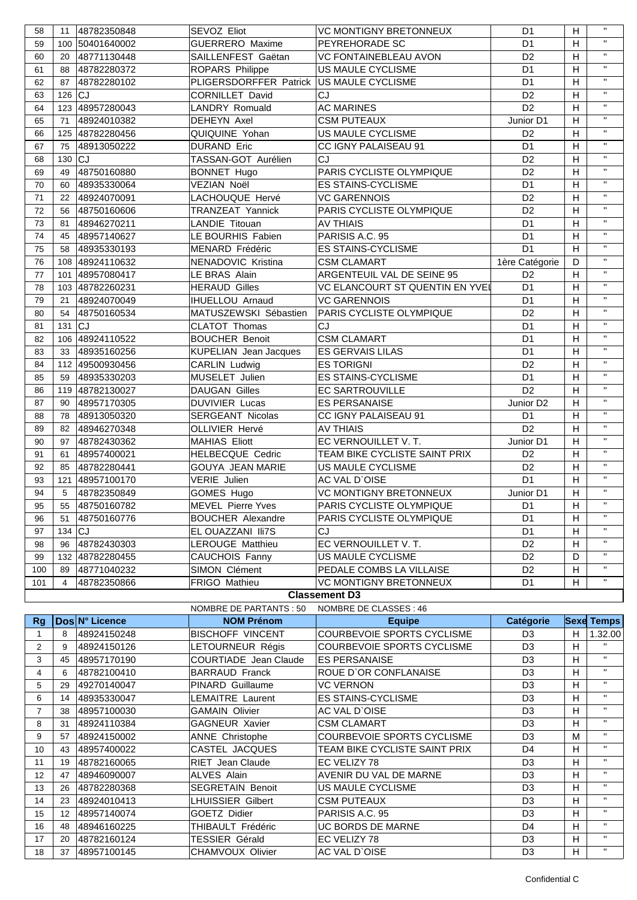| | | | | | | | |
|---|---|---|---|---|---|---|---|
| 58 | 11 | 48782350848 | SEVOZ Eliot | VC MONTIGNY BRETONNEUX | D1 | H | " |
| 59 | 100 | 50401640002 | GUERRERO Maxime | PEYREHORADE SC | D1 | H | " |
| 60 | 20 | 48771130448 | SAILLENFEST Gaëtan | VC FONTAINEBLEAU AVON | D2 | H | " |
| 61 | 88 | 48782280372 | ROPARS Philippe | US MAULE CYCLISME | D1 | H | " |
| 62 | 87 | 48782280102 | PLIGERSDORFFER Patrick | US MAULE CYCLISME | D1 | H | " |
| 63 | 126 | CJ | CORNILLET David | CJ | D2 | H | " |
| 64 | 123 | 48957280043 | LANDRY Romuald | AC MARINES | D2 | H | " |
| 65 | 71 | 48924010382 | DEHEYN Axel | CSM PUTEAUX | Junior D1 | H | " |
| 66 | 125 | 48782280456 | QUIQUINE Yohan | US MAULE CYCLISME | D2 | H | " |
| 67 | 75 | 48913050222 | DURAND Eric | CC IGNY PALAISEAU 91 | D1 | H | " |
| 68 | 130 | CJ | TASSAN-GOT Aurélien | CJ | D2 | H | " |
| 69 | 49 | 48750160880 | BONNET Hugo | PARIS CYCLISTE OLYMPIQUE | D2 | H | " |
| 70 | 60 | 48935330064 | VEZIAN Noël | ES STAINS-CYCLISME | D1 | H | " |
| 71 | 22 | 48924070091 | LACHOUQUE Hervé | VC GARENNOIS | D2 | H | " |
| 72 | 56 | 48750160606 | TRANZEAT Yannick | PARIS CYCLISTE OLYMPIQUE | D2 | H | " |
| 73 | 81 | 48946270211 | LANDIE Titouan | AV THIAIS | D1 | H | " |
| 74 | 45 | 48957140627 | LE BOURHIS Fabien | PARISIS A.C. 95 | D1 | H | " |
| 75 | 58 | 48935330193 | MENARD Frédéric | ES STAINS-CYCLISME | D1 | H | " |
| 76 | 108 | 48924110632 | NENADOVIC Kristina | CSM CLAMART | 1ère Catégorie | D | " |
| 77 | 101 | 48957080417 | LE BRAS Alain | ARGENTEUIL VAL DE SEINE 95 | D2 | H | " |
| 78 | 103 | 48782260231 | HERAUD Gilles | VC ELANCOURT ST QUENTIN EN YVEL | D1 | H | " |
| 79 | 21 | 48924070049 | IHUELLOU Arnaud | VC GARENNOIS | D1 | H | " |
| 80 | 54 | 48750160534 | MATUSZEWSKI Sébastien | PARIS CYCLISTE OLYMPIQUE | D2 | H | " |
| 81 | 131 | CJ | CLATOT Thomas | CJ | D1 | H | " |
| 82 | 106 | 48924110522 | BOUCHER Benoit | CSM CLAMART | D1 | H | " |
| 83 | 33 | 48935160256 | KUPELIAN Jean Jacques | ES GERVAIS LILAS | D1 | H | " |
| 84 | 112 | 49500930456 | CARLIN Ludwig | ES TORIGNI | D2 | H | " |
| 85 | 59 | 48935330203 | MUSELET Julien | ES STAINS-CYCLISME | D1 | H | " |
| 86 | 119 | 48782130027 | DAUGAN Gilles | EC SARTROUVILLE | D2 | H | " |
| 87 | 90 | 48957170305 | DUVIVIER Lucas | ES PERSANAISE | Junior D2 | H | " |
| 88 | 78 | 48913050320 | SERGEANT Nicolas | CC IGNY PALAISEAU 91 | D1 | H | " |
| 89 | 82 | 48946270348 | OLLIVIER Hervé | AV THIAIS | D2 | H | " |
| 90 | 97 | 48782430362 | MAHIAS Eliott | EC VERNOUILLET V. T. | Junior D1 | H | " |
| 91 | 61 | 48957400021 | HELBECQUE Cedric | TEAM BIKE CYCLISTE SAINT PRIX | D2 | H | " |
| 92 | 85 | 48782280441 | GOUYA JEAN MARIE | US MAULE CYCLISME | D2 | H | " |
| 93 | 121 | 48957100170 | VERIE Julien | AC VAL D`OISE | D1 | H | " |
| 94 | 5 | 48782350849 | GOMES Hugo | VC MONTIGNY BRETONNEUX | Junior D1 | H | " |
| 95 | 55 | 48750160782 | MEVEL Pierre Yves | PARIS CYCLISTE OLYMPIQUE | D1 | H | " |
| 96 | 51 | 48750160776 | BOUCHER Alexandre | PARIS CYCLISTE OLYMPIQUE | D1 | H | " |
| 97 | 134 | CJ | EL OUAZZANI Ili7S | CJ | D1 | H | " |
| 98 | 96 | 48782430303 | LEROUGE Matthieu | EC VERNOUILLET V. T. | D2 | H | " |
| 99 | 132 | 48782280455 | CAUCHOIS Fanny | US MAULE CYCLISME | D2 | D | " |
| 100 | 89 | 48771040232 | SIMON Clément | PEDALE COMBS LA VILLAISE | D2 | H | " |
| 101 | 4 | 48782350866 | FRIGO Mathieu | VC MONTIGNY BRETONNEUX | D1 | H | " |

## Classement D3

NOMBRE DE PARTANTS : 50 NOMBRE DE CLASSES : 46

| Rg | Dos | N° Licence | NOM Prénom | Equipe | Catégorie | Sexe | Temps |
|---|---|---|---|---|---|---|---|
| 1 | 8 | 48924150248 | BISCHOFF VINCENT | COURBEVOIE SPORTS CYCLISME | D3 | H | 1.32.00 |
| 2 | 9 | 48924150126 | LETOURNEUR Régis | COURBEVOIE SPORTS CYCLISME | D3 | H | " |
| 3 | 45 | 48957170190 | COURTIADE Jean Claude | ES PERSANAISE | D3 | H | " |
| 4 | 6 | 48782100410 | BARRAUD Franck | ROUE D`OR CONFLANAISE | D3 | H | " |
| 5 | 29 | 49270140047 | PINARD Guillaume | VC VERNON | D3 | H | " |
| 6 | 14 | 48935330047 | LEMAITRE Laurent | ES STAINS-CYCLISME | D3 | H | " |
| 7 | 38 | 48957100030 | GAMAIN Olivier | AC VAL D`OISE | D3 | H | " |
| 8 | 31 | 48924110384 | GAGNEUR Xavier | CSM CLAMART | D3 | H | " |
| 9 | 57 | 48924150002 | ANNE Christophe | COURBEVOIE SPORTS CYCLISME | D3 | M | " |
| 10 | 43 | 48957400022 | CASTEL JACQUES | TEAM BIKE CYCLISTE SAINT PRIX | D4 | H | " |
| 11 | 19 | 48782160065 | RIET Jean Claude | EC VELIZY 78 | D3 | H | " |
| 12 | 47 | 48946090007 | ALVES Alain | AVENIR DU VAL DE MARNE | D3 | H | " |
| 13 | 26 | 48782280368 | SEGRETAIN Benoit | US MAULE CYCLISME | D3 | H | " |
| 14 | 23 | 48924010413 | LHUISSIER Gilbert | CSM PUTEAUX | D3 | H | " |
| 15 | 12 | 48957140074 | GOETZ Didier | PARISIS A.C. 95 | D3 | H | " |
| 16 | 48 | 48946160225 | THIBAULT Frédéric | UC BORDS DE MARNE | D4 | H | " |
| 17 | 20 | 48782160124 | TESSIER Gérald | EC VELIZY 78 | D3 | H | " |
| 18 | 37 | 48957100145 | CHAMVOUX Olivier | AC VAL D`OISE | D3 | H | " |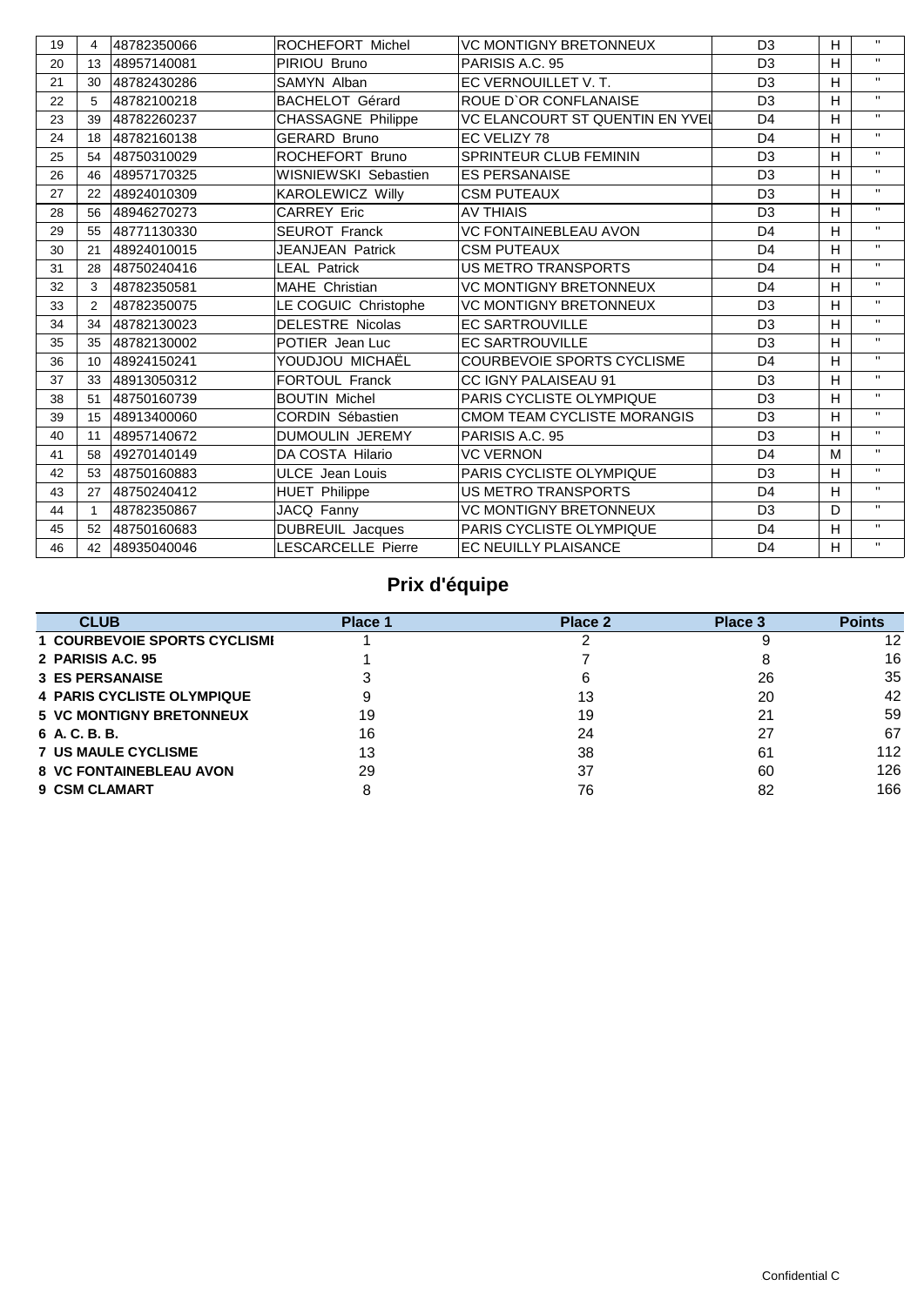| | | | | | | | |
|---|---|---|---|---|---|---|---|
| 19 | 4 | 48782350066 | ROCHEFORT Michel | VC MONTIGNY BRETONNEUX | D3 | H | " |
| 20 | 13 | 48957140081 | PIRIOU Bruno | PARISIS A.C. 95 | D3 | H | " |
| 21 | 30 | 48782430286 | SAMYN Alban | EC VERNOUILLET V. T. | D3 | H | " |
| 22 | 5 | 48782100218 | BACHELOT Gérard | ROUE D`OR CONFLANAISE | D3 | H | " |
| 23 | 39 | 48782260237 | CHASSAGNE Philippe | VC ELANCOURT ST QUENTIN EN YVEL | D4 | H | " |
| 24 | 18 | 48782160138 | GERARD Bruno | EC VELIZY 78 | D4 | H | " |
| 25 | 54 | 48750310029 | ROCHEFORT Bruno | SPRINTEUR CLUB FEMININ | D3 | H | " |
| 26 | 46 | 48957170325 | WISNIEWSKI Sebastien | ES PERSANAISE | D3 | H | " |
| 27 | 22 | 48924010309 | KAROLEWICZ Willy | CSM PUTEAUX | D3 | H | " |
| 28 | 56 | 48946270273 | CARREY Eric | AV THIAIS | D3 | H | " |
| 29 | 55 | 48771130330 | SEUROT Franck | VC FONTAINEBLEAU AVON | D4 | H | " |
| 30 | 21 | 48924010015 | JEANJEAN Patrick | CSM PUTEAUX | D4 | H | " |
| 31 | 28 | 48750240416 | LEAL Patrick | US METRO TRANSPORTS | D4 | H | " |
| 32 | 3 | 48782350581 | MAHE Christian | VC MONTIGNY BRETONNEUX | D4 | H | " |
| 33 | 2 | 48782350075 | LE COGUIC Christophe | VC MONTIGNY BRETONNEUX | D3 | H | " |
| 34 | 34 | 48782130023 | DELESTRE Nicolas | EC SARTROUVILLE | D3 | H | " |
| 35 | 35 | 48782130002 | POTIER Jean Luc | EC SARTROUVILLE | D3 | H | " |
| 36 | 10 | 48924150241 | YOUDJOU MICHAËL | COURBEVOIE SPORTS CYCLISME | D4 | H | " |
| 37 | 33 | 48913050312 | FORTOUL Franck | CC IGNY PALAISEAU 91 | D3 | H | " |
| 38 | 51 | 48750160739 | BOUTIN Michel | PARIS CYCLISTE OLYMPIQUE | D3 | H | " |
| 39 | 15 | 48913400060 | CORDIN Sébastien | CMOM TEAM CYCLISTE MORANGIS | D3 | H | " |
| 40 | 11 | 48957140672 | DUMOULIN JEREMY | PARISIS A.C. 95 | D3 | H | " |
| 41 | 58 | 49270140149 | DA COSTA Hilario | VC VERNON | D4 | M | " |
| 42 | 53 | 48750160883 | ULCE Jean Louis | PARIS CYCLISTE OLYMPIQUE | D3 | H | " |
| 43 | 27 | 48750240412 | HUET Philippe | US METRO TRANSPORTS | D4 | H | " |
| 44 | 1 | 48782350867 | JACQ Fanny | VC MONTIGNY BRETONNEUX | D3 | D | " |
| 45 | 52 | 48750160683 | DUBREUIL Jacques | PARIS CYCLISTE OLYMPIQUE | D4 | H | " |
| 46 | 42 | 48935040046 | LESCARCELLE Pierre | EC NEUILLY PLAISANCE | D4 | H | " |

## Prix d'équipe

| CLUB | Place 1 | Place 2 | Place 3 | Points |
|---|---|---|---|---|
| **1 COURBEVOIE SPORTS CYCLISMI** | 1 | 2 | 9 | 12 |
| **2 PARISIS A.C. 95** | 1 | 7 | 8 | 16 |
| **3 ES PERSANAISE** | 3 | 6 | 26 | 35 |
| **4 PARIS CYCLISTE OLYMPIQUE** | 9 | 13 | 20 | 42 |
| **5 VC MONTIGNY BRETONNEUX** | 19 | 19 | 21 | 59 |
| **6 A. C. B. B.** | 16 | 24 | 27 | 67 |
| **7 US MAULE CYCLISME** | 13 | 38 | 61 | 112 |
| **8 VC FONTAINEBLEAU AVON** | 29 | 37 | 60 | 126 |
| **9 CSM CLAMART** | 8 | 76 | 82 | 166 |

Confidential C